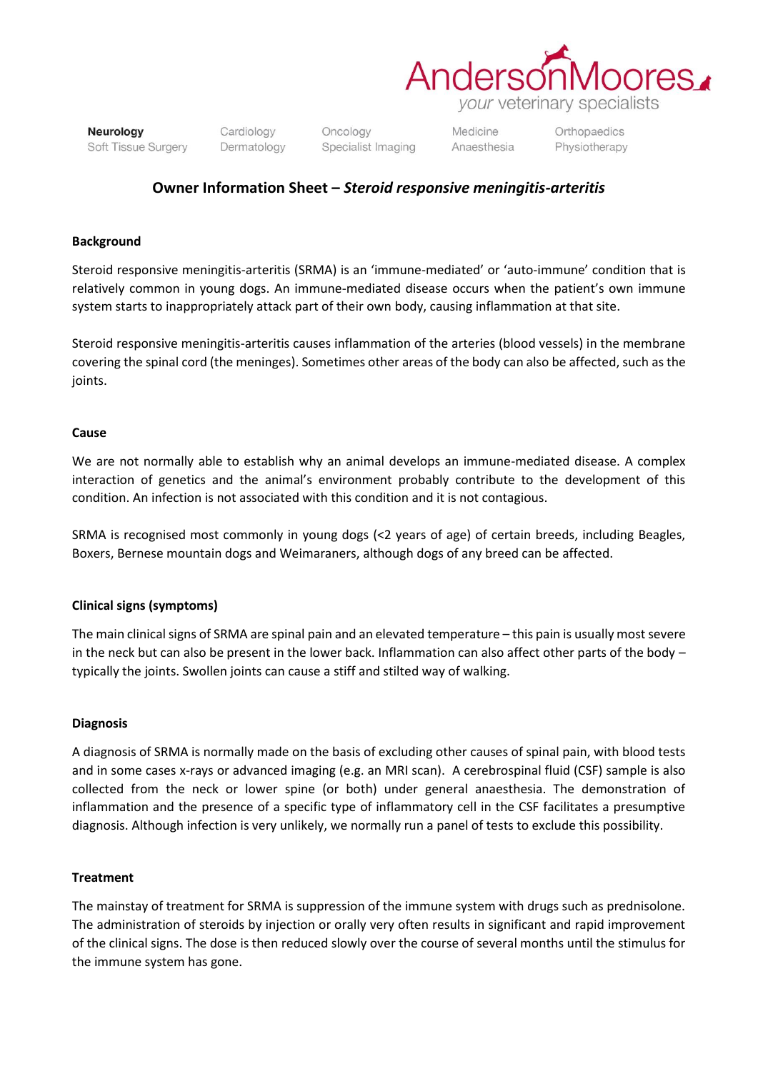AndersonMoores
your veterinary specialists

**Neurology** Soft Tissue Surgery | Cardiology Dermatology | Oncology Specialist Imaging | Medicine Anaesthesia | Orthopaedics Physiotherapy

## Owner Information Sheet – *Steroid responsive meningitis-arteritis*

### Background

Steroid responsive meningitis-arteritis (SRMA) is an 'immune-mediated' or 'auto-immune' condition that is relatively common in young dogs. An immune-mediated disease occurs when the patient's own immune system starts to inappropriately attack part of their own body, causing inflammation at that site.

Steroid responsive meningitis-arteritis causes inflammation of the arteries (blood vessels) in the membrane covering the spinal cord (the meninges). Sometimes other areas of the body can also be affected, such as the joints.

### Cause

We are not normally able to establish why an animal develops an immune-mediated disease. A complex interaction of genetics and the animal's environment probably contribute to the development of this condition. An infection is not associated with this condition and it is not contagious.

SRMA is recognised most commonly in young dogs (<2 years of age) of certain breeds, including Beagles, Boxers, Bernese mountain dogs and Weimaraners, although dogs of any breed can be affected.

### Clinical signs (symptoms)

The main clinical signs of SRMA are spinal pain and an elevated temperature – this pain is usually most severe in the neck but can also be present in the lower back. Inflammation can also affect other parts of the body – typically the joints. Swollen joints can cause a stiff and stilted way of walking.

### Diagnosis

A diagnosis of SRMA is normally made on the basis of excluding other causes of spinal pain, with blood tests and in some cases x-rays or advanced imaging (e.g. an MRI scan). A cerebrospinal fluid (CSF) sample is also collected from the neck or lower spine (or both) under general anaesthesia. The demonstration of inflammation and the presence of a specific type of inflammatory cell in the CSF facilitates a presumptive diagnosis. Although infection is very unlikely, we normally run a panel of tests to exclude this possibility.

### Treatment

The mainstay of treatment for SRMA is suppression of the immune system with drugs such as prednisolone. The administration of steroids by injection or orally very often results in significant and rapid improvement of the clinical signs. The dose is then reduced slowly over the course of several months until the stimulus for the immune system has gone.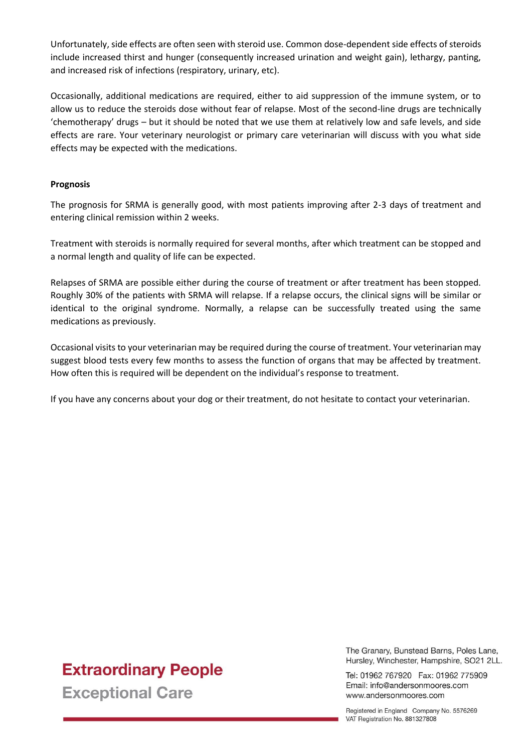Unfortunately, side effects are often seen with steroid use. Common dose-dependent side effects of steroids include increased thirst and hunger (consequently increased urination and weight gain), lethargy, panting, and increased risk of infections (respiratory, urinary, etc).

Occasionally, additional medications are required, either to aid suppression of the immune system, or to allow us to reduce the steroids dose without fear of relapse. Most of the second-line drugs are technically 'chemotherapy' drugs – but it should be noted that we use them at relatively low and safe levels, and side effects are rare. Your veterinary neurologist or primary care veterinarian will discuss with you what side effects may be expected with the medications.

**Prognosis**

The prognosis for SRMA is generally good, with most patients improving after 2-3 days of treatment and entering clinical remission within 2 weeks.

Treatment with steroids is normally required for several months, after which treatment can be stopped and a normal length and quality of life can be expected.

Relapses of SRMA are possible either during the course of treatment or after treatment has been stopped. Roughly 30% of the patients with SRMA will relapse. If a relapse occurs, the clinical signs will be similar or identical to the original syndrome. Normally, a relapse can be successfully treated using the same medications as previously.

Occasional visits to your veterinarian may be required during the course of treatment. Your veterinarian may suggest blood tests every few months to assess the function of organs that may be affected by treatment. How often this is required will be dependent on the individual's response to treatment.

If you have any concerns about your dog or their treatment, do not hesitate to contact your veterinarian.

**Extraordinary People**
**Exceptional Care**

The Granary, Bunstead Barns, Poles Lane, Hursley, Winchester, Hampshire, SO21 2LL.

Tel: 01962 767920 Fax: 01962 775909
Email: info@andersonmoores.com
www.andersonmoores.com

Registered in England Company No. 5576269
VAT Registration No. 881327808